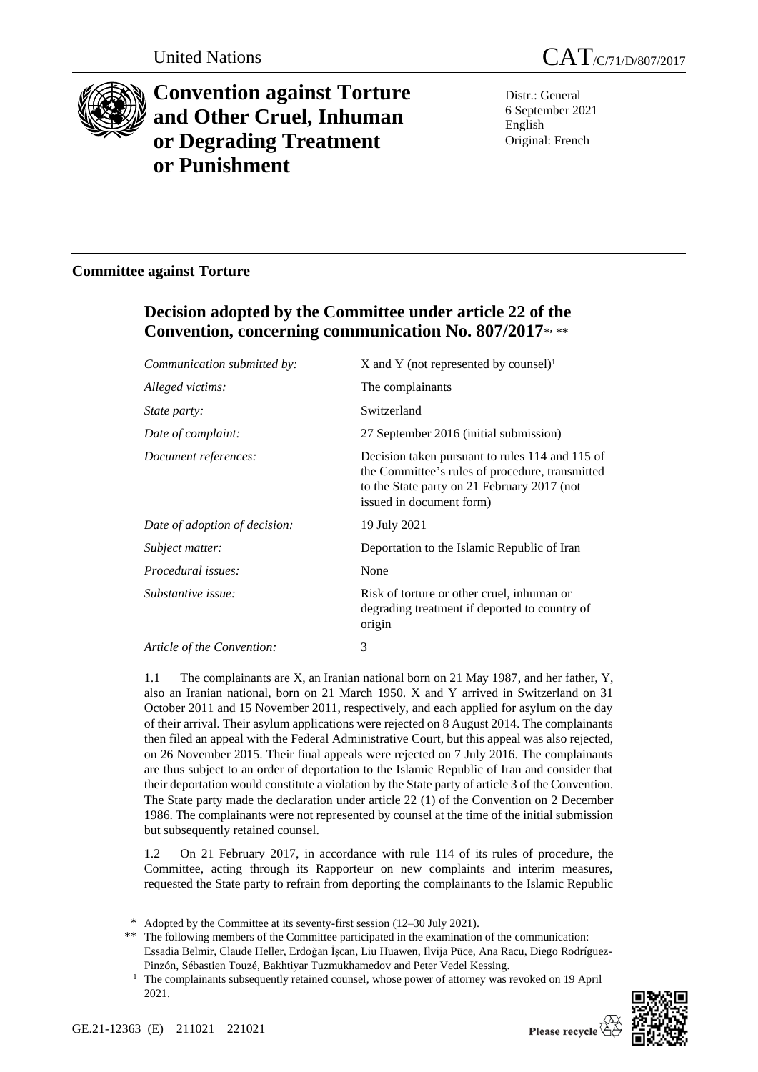United Nations

CAT/C/71/D/807/2017

# Convention against Torture and Other Cruel, Inhuman or Degrading Treatment or Punishment

Distr.: General
6 September 2021
English
Original: French

## Committee against Torture

## Decision adopted by the Committee under article 22 of the Convention, concerning communication No. 807/2017[*, **]

| | |
|---|---|
| *Communication submitted by:* | X and Y (not represented by counsel)[1] |
| *Alleged victims:* | The complainants |
| *State party:* | Switzerland |
| *Date of complaint:* | 27 September 2016 (initial submission) |
| *Document references:* | Decision taken pursuant to rules 114 and 115 of the Committee's rules of procedure, transmitted to the State party on 21 February 2017 (not issued in document form) |
| *Date of adoption of decision:* | 19 July 2021 |
| *Subject matter:* | Deportation to the Islamic Republic of Iran |
| *Procedural issues:* | None |
| *Substantive issue:* | Risk of torture or other cruel, inhuman or degrading treatment if deported to country of origin |
| *Article of the Convention:* | 3 |

1.1 The complainants are X, an Iranian national born on 21 May 1987, and her father, Y, also an Iranian national, born on 21 March 1950. X and Y arrived in Switzerland on 31 October 2011 and 15 November 2011, respectively, and each applied for asylum on the day of their arrival. Their asylum applications were rejected on 8 August 2014. The complainants then filed an appeal with the Federal Administrative Court, but this appeal was also rejected, on 26 November 2015. Their final appeals were rejected on 7 July 2016. The complainants are thus subject to an order of deportation to the Islamic Republic of Iran and consider that their deportation would constitute a violation by the State party of article 3 of the Convention. The State party made the declaration under article 22 (1) of the Convention on 2 December 1986. The complainants were not represented by counsel at the time of the initial submission but subsequently retained counsel.

1.2 On 21 February 2017, in accordance with rule 114 of its rules of procedure, the Committee, acting through its Rapporteur on new complaints and interim measures, requested the State party to refrain from deporting the complainants to the Islamic Republic

\* Adopted by the Committee at its seventy-first session (12–30 July 2021).

\*\* The following members of the Committee participated in the examination of the communication: Essadia Belmir, Claude Heller, Erdoğan İşcan, Liu Huawen, Ilvija Pūce, Ana Racu, Diego Rodríguez-Pinzón, Sébastien Touzé, Bakhtiyar Tuzmukhamedov and Peter Vedel Kessing.

[1] The complainants subsequently retained counsel, whose power of attorney was revoked on 19 April 2021.

GE.21-12363 (E) 211021 221021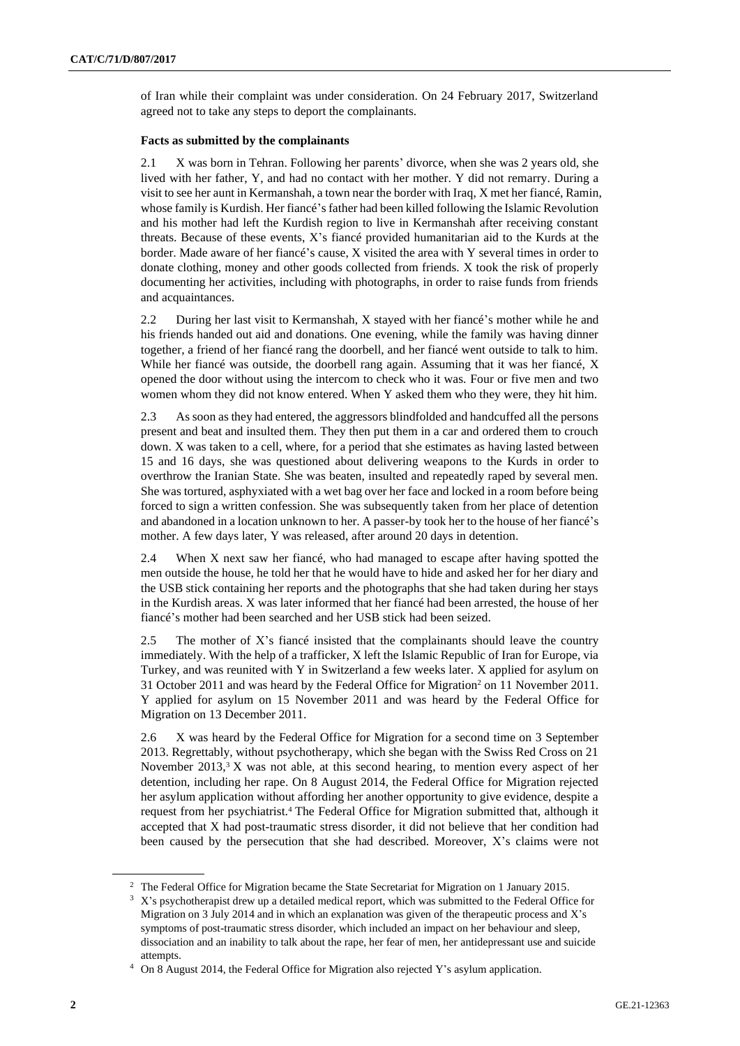of Iran while their complaint was under consideration. On 24 February 2017, Switzerland agreed not to take any steps to deport the complainants.

### Facts as submitted by the complainants

2.1 X was born in Tehran. Following her parents' divorce, when she was 2 years old, she lived with her father, Y, and had no contact with her mother. Y did not remarry. During a visit to see her aunt in Kermanshah, a town near the border with Iraq, X met her fiancé, Ramin, whose family is Kurdish. Her fiancé's father had been killed following the Islamic Revolution and his mother had left the Kurdish region to live in Kermanshah after receiving constant threats. Because of these events, X's fiancé provided humanitarian aid to the Kurds at the border. Made aware of her fiancé's cause, X visited the area with Y several times in order to donate clothing, money and other goods collected from friends. X took the risk of properly documenting her activities, including with photographs, in order to raise funds from friends and acquaintances.

2.2 During her last visit to Kermanshah, X stayed with her fiancé's mother while he and his friends handed out aid and donations. One evening, while the family was having dinner together, a friend of her fiancé rang the doorbell, and her fiancé went outside to talk to him. While her fiancé was outside, the doorbell rang again. Assuming that it was her fiancé, X opened the door without using the intercom to check who it was. Four or five men and two women whom they did not know entered. When Y asked them who they were, they hit him.

2.3 As soon as they had entered, the aggressors blindfolded and handcuffed all the persons present and beat and insulted them. They then put them in a car and ordered them to crouch down. X was taken to a cell, where, for a period that she estimates as having lasted between 15 and 16 days, she was questioned about delivering weapons to the Kurds in order to overthrow the Iranian State. She was beaten, insulted and repeatedly raped by several men. She was tortured, asphyxiated with a wet bag over her face and locked in a room before being forced to sign a written confession. She was subsequently taken from her place of detention and abandoned in a location unknown to her. A passer-by took her to the house of her fiancé's mother. A few days later, Y was released, after around 20 days in detention.

2.4 When X next saw her fiancé, who had managed to escape after having spotted the men outside the house, he told her that he would have to hide and asked her for her diary and the USB stick containing her reports and the photographs that she had taken during her stays in the Kurdish areas. X was later informed that her fiancé had been arrested, the house of her fiancé's mother had been searched and her USB stick had been seized.

2.5 The mother of X's fiancé insisted that the complainants should leave the country immediately. With the help of a trafficker, X left the Islamic Republic of Iran for Europe, via Turkey, and was reunited with Y in Switzerland a few weeks later. X applied for asylum on 31 October 2011 and was heard by the Federal Office for Migration[2] on 11 November 2011. Y applied for asylum on 15 November 2011 and was heard by the Federal Office for Migration on 13 December 2011.

2.6 X was heard by the Federal Office for Migration for a second time on 3 September 2013. Regrettably, without psychotherapy, which she began with the Swiss Red Cross on 21 November 2013,[3] X was not able, at this second hearing, to mention every aspect of her detention, including her rape. On 8 August 2014, the Federal Office for Migration rejected her asylum application without affording her another opportunity to give evidence, despite a request from her psychiatrist.[4] The Federal Office for Migration submitted that, although it accepted that X had post-traumatic stress disorder, it did not believe that her condition had been caused by the persecution that she had described. Moreover, X's claims were not

---

[2] The Federal Office for Migration became the State Secretariat for Migration on 1 January 2015.

[3] X's psychotherapist drew up a detailed medical report, which was submitted to the Federal Office for Migration on 3 July 2014 and in which an explanation was given of the therapeutic process and X's symptoms of post-traumatic stress disorder, which included an impact on her behaviour and sleep, dissociation and an inability to talk about the rape, her fear of men, her antidepressant use and suicide attempts.

[4] On 8 August 2014, the Federal Office for Migration also rejected Y's asylum application.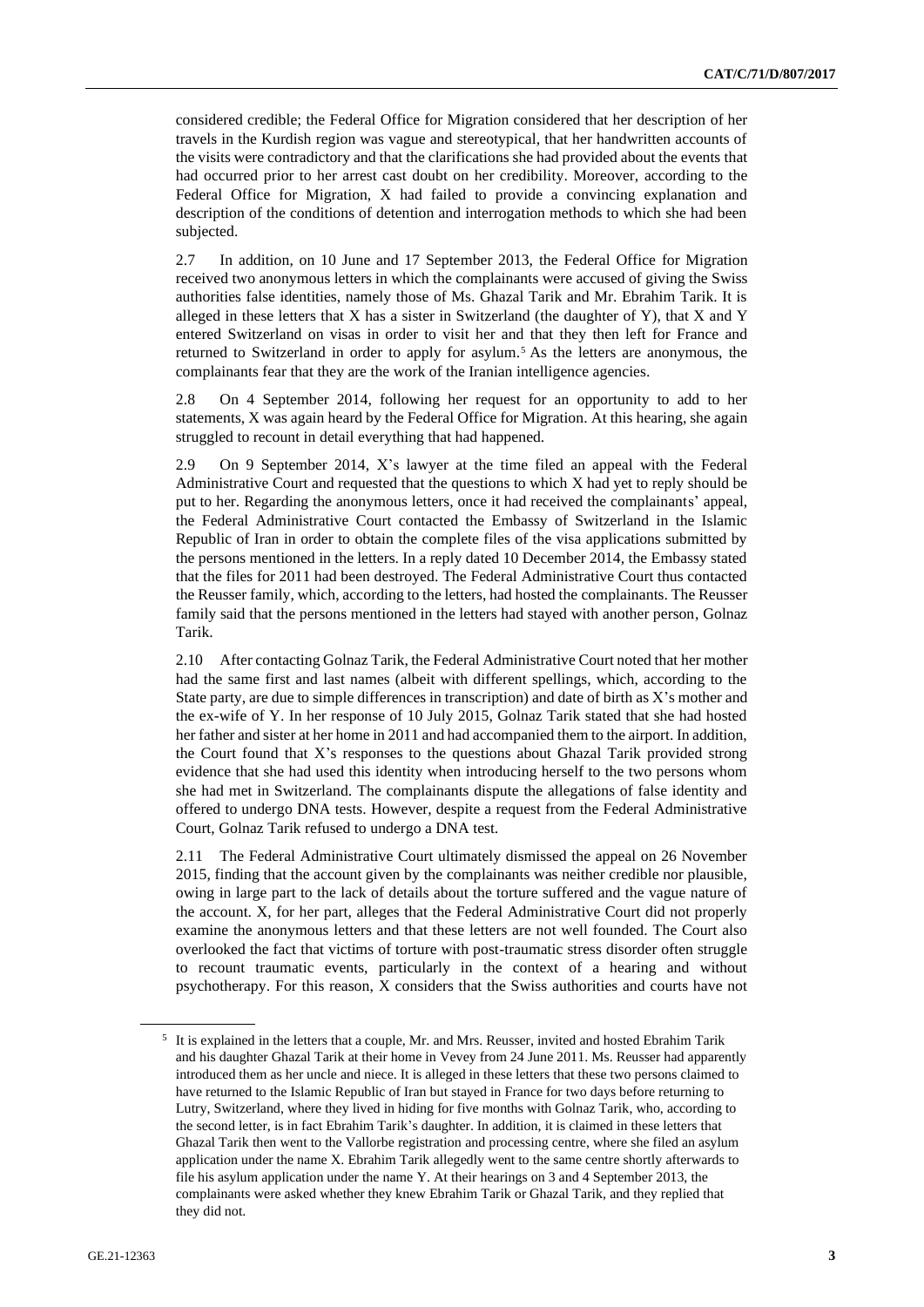considered credible; the Federal Office for Migration considered that her description of her travels in the Kurdish region was vague and stereotypical, that her handwritten accounts of the visits were contradictory and that the clarifications she had provided about the events that had occurred prior to her arrest cast doubt on her credibility. Moreover, according to the Federal Office for Migration, X had failed to provide a convincing explanation and description of the conditions of detention and interrogation methods to which she had been subjected.

2.7 In addition, on 10 June and 17 September 2013, the Federal Office for Migration received two anonymous letters in which the complainants were accused of giving the Swiss authorities false identities, namely those of Ms. Ghazal Tarik and Mr. Ebrahim Tarik. It is alleged in these letters that X has a sister in Switzerland (the daughter of Y), that X and Y entered Switzerland on visas in order to visit her and that they then left for France and returned to Switzerland in order to apply for asylum.[5] As the letters are anonymous, the complainants fear that they are the work of the Iranian intelligence agencies.

2.8 On 4 September 2014, following her request for an opportunity to add to her statements, X was again heard by the Federal Office for Migration. At this hearing, she again struggled to recount in detail everything that had happened.

2.9 On 9 September 2014, X's lawyer at the time filed an appeal with the Federal Administrative Court and requested that the questions to which X had yet to reply should be put to her. Regarding the anonymous letters, once it had received the complainants' appeal, the Federal Administrative Court contacted the Embassy of Switzerland in the Islamic Republic of Iran in order to obtain the complete files of the visa applications submitted by the persons mentioned in the letters. In a reply dated 10 December 2014, the Embassy stated that the files for 2011 had been destroyed. The Federal Administrative Court thus contacted the Reusser family, which, according to the letters, had hosted the complainants. The Reusser family said that the persons mentioned in the letters had stayed with another person, Golnaz Tarik.

2.10 After contacting Golnaz Tarik, the Federal Administrative Court noted that her mother had the same first and last names (albeit with different spellings, which, according to the State party, are due to simple differences in transcription) and date of birth as X's mother and the ex-wife of Y. In her response of 10 July 2015, Golnaz Tarik stated that she had hosted her father and sister at her home in 2011 and had accompanied them to the airport. In addition, the Court found that X's responses to the questions about Ghazal Tarik provided strong evidence that she had used this identity when introducing herself to the two persons whom she had met in Switzerland. The complainants dispute the allegations of false identity and offered to undergo DNA tests. However, despite a request from the Federal Administrative Court, Golnaz Tarik refused to undergo a DNA test.

2.11 The Federal Administrative Court ultimately dismissed the appeal on 26 November 2015, finding that the account given by the complainants was neither credible nor plausible, owing in large part to the lack of details about the torture suffered and the vague nature of the account. X, for her part, alleges that the Federal Administrative Court did not properly examine the anonymous letters and that these letters are not well founded. The Court also overlooked the fact that victims of torture with post-traumatic stress disorder often struggle to recount traumatic events, particularly in the context of a hearing and without psychotherapy. For this reason, X considers that the Swiss authorities and courts have not

---

[5] It is explained in the letters that a couple, Mr. and Mrs. Reusser, invited and hosted Ebrahim Tarik and his daughter Ghazal Tarik at their home in Vevey from 24 June 2011. Ms. Reusser had apparently introduced them as her uncle and niece. It is alleged in these letters that these two persons claimed to have returned to the Islamic Republic of Iran but stayed in France for two days before returning to Lutry, Switzerland, where they lived in hiding for five months with Golnaz Tarik, who, according to the second letter, is in fact Ebrahim Tarik's daughter. In addition, it is claimed in these letters that Ghazal Tarik then went to the Vallorbe registration and processing centre, where she filed an asylum application under the name X. Ebrahim Tarik allegedly went to the same centre shortly afterwards to file his asylum application under the name Y. At their hearings on 3 and 4 September 2013, the complainants were asked whether they knew Ebrahim Tarik or Ghazal Tarik, and they replied that they did not.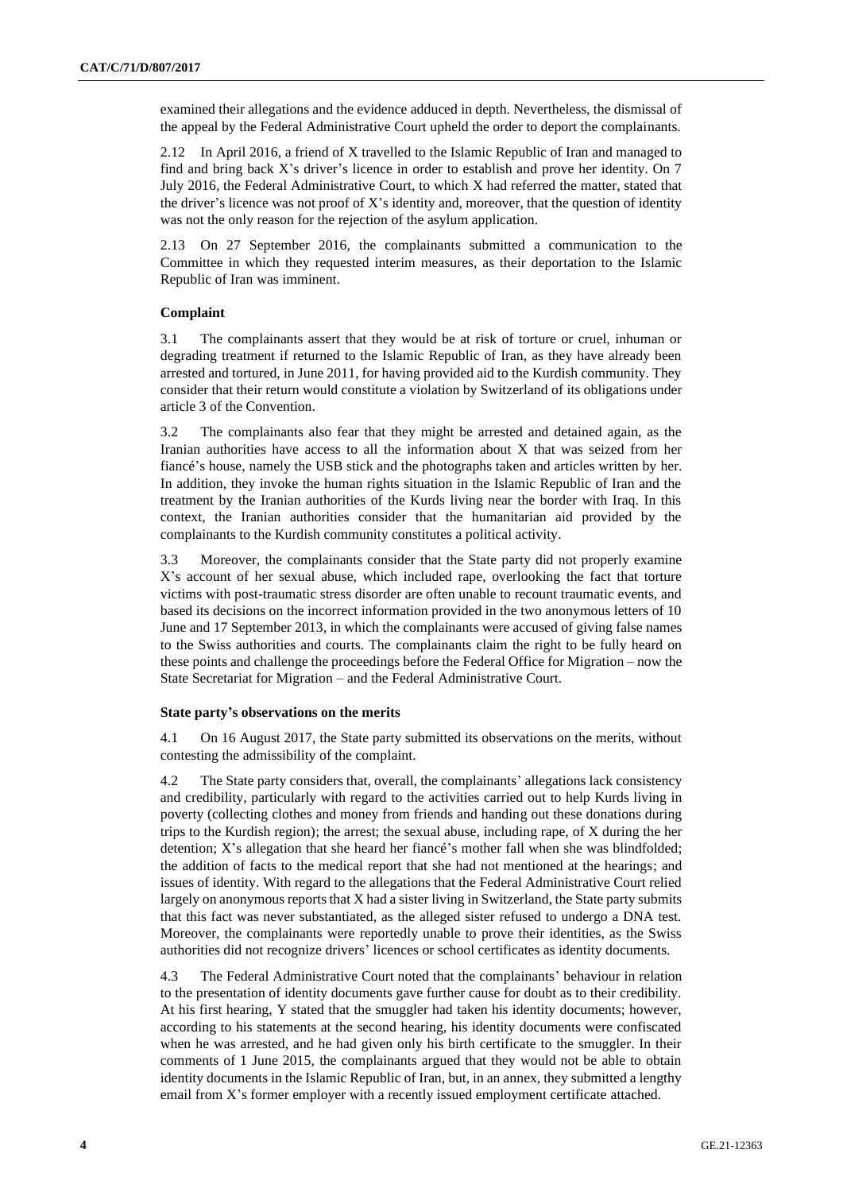examined their allegations and the evidence adduced in depth. Nevertheless, the dismissal of the appeal by the Federal Administrative Court upheld the order to deport the complainants.

2.12 In April 2016, a friend of X travelled to the Islamic Republic of Iran and managed to find and bring back X's driver's licence in order to establish and prove her identity. On 7 July 2016, the Federal Administrative Court, to which X had referred the matter, stated that the driver's licence was not proof of X's identity and, moreover, that the question of identity was not the only reason for the rejection of the asylum application.

2.13 On 27 September 2016, the complainants submitted a communication to the Committee in which they requested interim measures, as their deportation to the Islamic Republic of Iran was imminent.

### Complaint

3.1 The complainants assert that they would be at risk of torture or cruel, inhuman or degrading treatment if returned to the Islamic Republic of Iran, as they have already been arrested and tortured, in June 2011, for having provided aid to the Kurdish community. They consider that their return would constitute a violation by Switzerland of its obligations under article 3 of the Convention.

3.2 The complainants also fear that they might be arrested and detained again, as the Iranian authorities have access to all the information about X that was seized from her fiancé's house, namely the USB stick and the photographs taken and articles written by her. In addition, they invoke the human rights situation in the Islamic Republic of Iran and the treatment by the Iranian authorities of the Kurds living near the border with Iraq. In this context, the Iranian authorities consider that the humanitarian aid provided by the complainants to the Kurdish community constitutes a political activity.

3.3 Moreover, the complainants consider that the State party did not properly examine X's account of her sexual abuse, which included rape, overlooking the fact that torture victims with post-traumatic stress disorder are often unable to recount traumatic events, and based its decisions on the incorrect information provided in the two anonymous letters of 10 June and 17 September 2013, in which the complainants were accused of giving false names to the Swiss authorities and courts. The complainants claim the right to be fully heard on these points and challenge the proceedings before the Federal Office for Migration – now the State Secretariat for Migration – and the Federal Administrative Court.

### State party's observations on the merits

4.1 On 16 August 2017, the State party submitted its observations on the merits, without contesting the admissibility of the complaint.

4.2 The State party considers that, overall, the complainants' allegations lack consistency and credibility, particularly with regard to the activities carried out to help Kurds living in poverty (collecting clothes and money from friends and handing out these donations during trips to the Kurdish region); the arrest; the sexual abuse, including rape, of X during the her detention; X's allegation that she heard her fiancé's mother fall when she was blindfolded; the addition of facts to the medical report that she had not mentioned at the hearings; and issues of identity. With regard to the allegations that the Federal Administrative Court relied largely on anonymous reports that X had a sister living in Switzerland, the State party submits that this fact was never substantiated, as the alleged sister refused to undergo a DNA test. Moreover, the complainants were reportedly unable to prove their identities, as the Swiss authorities did not recognize drivers' licences or school certificates as identity documents.

4.3 The Federal Administrative Court noted that the complainants' behaviour in relation to the presentation of identity documents gave further cause for doubt as to their credibility. At his first hearing, Y stated that the smuggler had taken his identity documents; however, according to his statements at the second hearing, his identity documents were confiscated when he was arrested, and he had given only his birth certificate to the smuggler. In their comments of 1 June 2015, the complainants argued that they would not be able to obtain identity documents in the Islamic Republic of Iran, but, in an annex, they submitted a lengthy email from X's former employer with a recently issued employment certificate attached.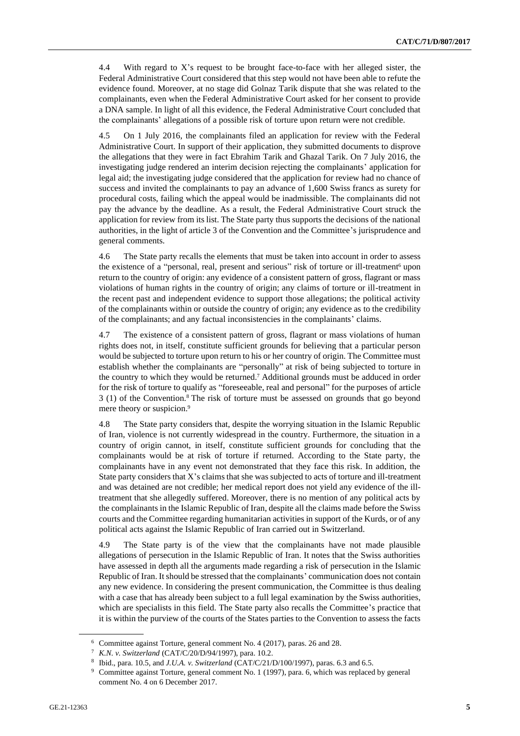4.4 With regard to X's request to be brought face-to-face with her alleged sister, the Federal Administrative Court considered that this step would not have been able to refute the evidence found. Moreover, at no stage did Golnaz Tarik dispute that she was related to the complainants, even when the Federal Administrative Court asked for her consent to provide a DNA sample. In light of all this evidence, the Federal Administrative Court concluded that the complainants' allegations of a possible risk of torture upon return were not credible.

4.5 On 1 July 2016, the complainants filed an application for review with the Federal Administrative Court. In support of their application, they submitted documents to disprove the allegations that they were in fact Ebrahim Tarik and Ghazal Tarik. On 7 July 2016, the investigating judge rendered an interim decision rejecting the complainants' application for legal aid; the investigating judge considered that the application for review had no chance of success and invited the complainants to pay an advance of 1,600 Swiss francs as surety for procedural costs, failing which the appeal would be inadmissible. The complainants did not pay the advance by the deadline. As a result, the Federal Administrative Court struck the application for review from its list. The State party thus supports the decisions of the national authorities, in the light of article 3 of the Convention and the Committee's jurisprudence and general comments.

4.6 The State party recalls the elements that must be taken into account in order to assess the existence of a "personal, real, present and serious" risk of torture or ill-treatment[6] upon return to the country of origin: any evidence of a consistent pattern of gross, flagrant or mass violations of human rights in the country of origin; any claims of torture or ill-treatment in the recent past and independent evidence to support those allegations; the political activity of the complainants within or outside the country of origin; any evidence as to the credibility of the complainants; and any factual inconsistencies in the complainants' claims.

4.7 The existence of a consistent pattern of gross, flagrant or mass violations of human rights does not, in itself, constitute sufficient grounds for believing that a particular person would be subjected to torture upon return to his or her country of origin. The Committee must establish whether the complainants are "personally" at risk of being subjected to torture in the country to which they would be returned.[7] Additional grounds must be adduced in order for the risk of torture to qualify as "foreseeable, real and personal" for the purposes of article 3 (1) of the Convention.[8] The risk of torture must be assessed on grounds that go beyond mere theory or suspicion.[9]

4.8 The State party considers that, despite the worrying situation in the Islamic Republic of Iran, violence is not currently widespread in the country. Furthermore, the situation in a country of origin cannot, in itself, constitute sufficient grounds for concluding that the complainants would be at risk of torture if returned. According to the State party, the complainants have in any event not demonstrated that they face this risk. In addition, the State party considers that X's claims that she was subjected to acts of torture and ill-treatment and was detained are not credible; her medical report does not yield any evidence of the ill-treatment that she allegedly suffered. Moreover, there is no mention of any political acts by the complainants in the Islamic Republic of Iran, despite all the claims made before the Swiss courts and the Committee regarding humanitarian activities in support of the Kurds, or of any political acts against the Islamic Republic of Iran carried out in Switzerland.

4.9 The State party is of the view that the complainants have not made plausible allegations of persecution in the Islamic Republic of Iran. It notes that the Swiss authorities have assessed in depth all the arguments made regarding a risk of persecution in the Islamic Republic of Iran. It should be stressed that the complainants' communication does not contain any new evidence. In considering the present communication, the Committee is thus dealing with a case that has already been subject to a full legal examination by the Swiss authorities, which are specialists in this field. The State party also recalls the Committee's practice that it is within the purview of the courts of the States parties to the Convention to assess the facts

[6] Committee against Torture, general comment No. 4 (2017), paras. 26 and 28.

[7] *K.N. v. Switzerland* (CAT/C/20/D/94/1997), para. 10.2.

[8] Ibid., para. 10.5, and *J.U.A. v. Switzerland* (CAT/C/21/D/100/1997), paras. 6.3 and 6.5.

[9] Committee against Torture, general comment No. 1 (1997), para. 6, which was replaced by general comment No. 4 on 6 December 2017.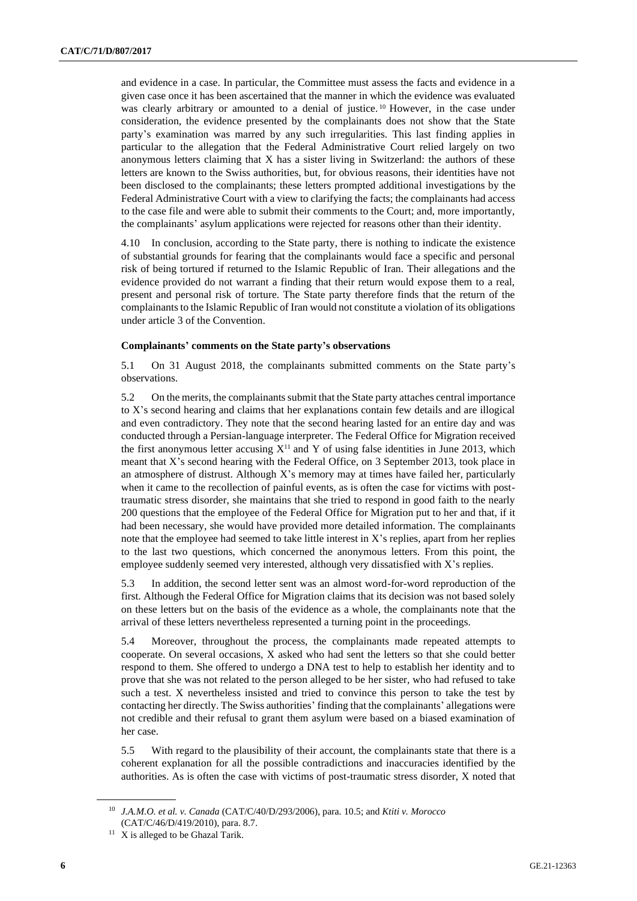and evidence in a case. In particular, the Committee must assess the facts and evidence in a given case once it has been ascertained that the manner in which the evidence was evaluated was clearly arbitrary or amounted to a denial of justice.[10] However, in the case under consideration, the evidence presented by the complainants does not show that the State party's examination was marred by any such irregularities. This last finding applies in particular to the allegation that the Federal Administrative Court relied largely on two anonymous letters claiming that X has a sister living in Switzerland: the authors of these letters are known to the Swiss authorities, but, for obvious reasons, their identities have not been disclosed to the complainants; these letters prompted additional investigations by the Federal Administrative Court with a view to clarifying the facts; the complainants had access to the case file and were able to submit their comments to the Court; and, more importantly, the complainants' asylum applications were rejected for reasons other than their identity.

4.10 In conclusion, according to the State party, there is nothing to indicate the existence of substantial grounds for fearing that the complainants would face a specific and personal risk of being tortured if returned to the Islamic Republic of Iran. Their allegations and the evidence provided do not warrant a finding that their return would expose them to a real, present and personal risk of torture. The State party therefore finds that the return of the complainants to the Islamic Republic of Iran would not constitute a violation of its obligations under article 3 of the Convention.

### Complainants' comments on the State party's observations

5.1 On 31 August 2018, the complainants submitted comments on the State party's observations.

5.2 On the merits, the complainants submit that the State party attaches central importance to X's second hearing and claims that her explanations contain few details and are illogical and even contradictory. They note that the second hearing lasted for an entire day and was conducted through a Persian-language interpreter. The Federal Office for Migration received the first anonymous letter accusing X[11] and Y of using false identities in June 2013, which meant that X's second hearing with the Federal Office, on 3 September 2013, took place in an atmosphere of distrust. Although X's memory may at times have failed her, particularly when it came to the recollection of painful events, as is often the case for victims with post-traumatic stress disorder, she maintains that she tried to respond in good faith to the nearly 200 questions that the employee of the Federal Office for Migration put to her and that, if it had been necessary, she would have provided more detailed information. The complainants note that the employee had seemed to take little interest in X's replies, apart from her replies to the last two questions, which concerned the anonymous letters. From this point, the employee suddenly seemed very interested, although very dissatisfied with X's replies.

5.3 In addition, the second letter sent was an almost word-for-word reproduction of the first. Although the Federal Office for Migration claims that its decision was not based solely on these letters but on the basis of the evidence as a whole, the complainants note that the arrival of these letters nevertheless represented a turning point in the proceedings.

5.4 Moreover, throughout the process, the complainants made repeated attempts to cooperate. On several occasions, X asked who had sent the letters so that she could better respond to them. She offered to undergo a DNA test to help to establish her identity and to prove that she was not related to the person alleged to be her sister, who had refused to take such a test. X nevertheless insisted and tried to convince this person to take the test by contacting her directly. The Swiss authorities' finding that the complainants' allegations were not credible and their refusal to grant them asylum were based on a biased examination of her case.

5.5 With regard to the plausibility of their account, the complainants state that there is a coherent explanation for all the possible contradictions and inaccuracies identified by the authorities. As is often the case with victims of post-traumatic stress disorder, X noted that

---

[10] *J.A.M.O. et al. v. Canada* (CAT/C/40/D/293/2006), para. 10.5; and *Ktiti v. Morocco* (CAT/C/46/D/419/2010), para. 8.7.

[11] X is alleged to be Ghazal Tarik.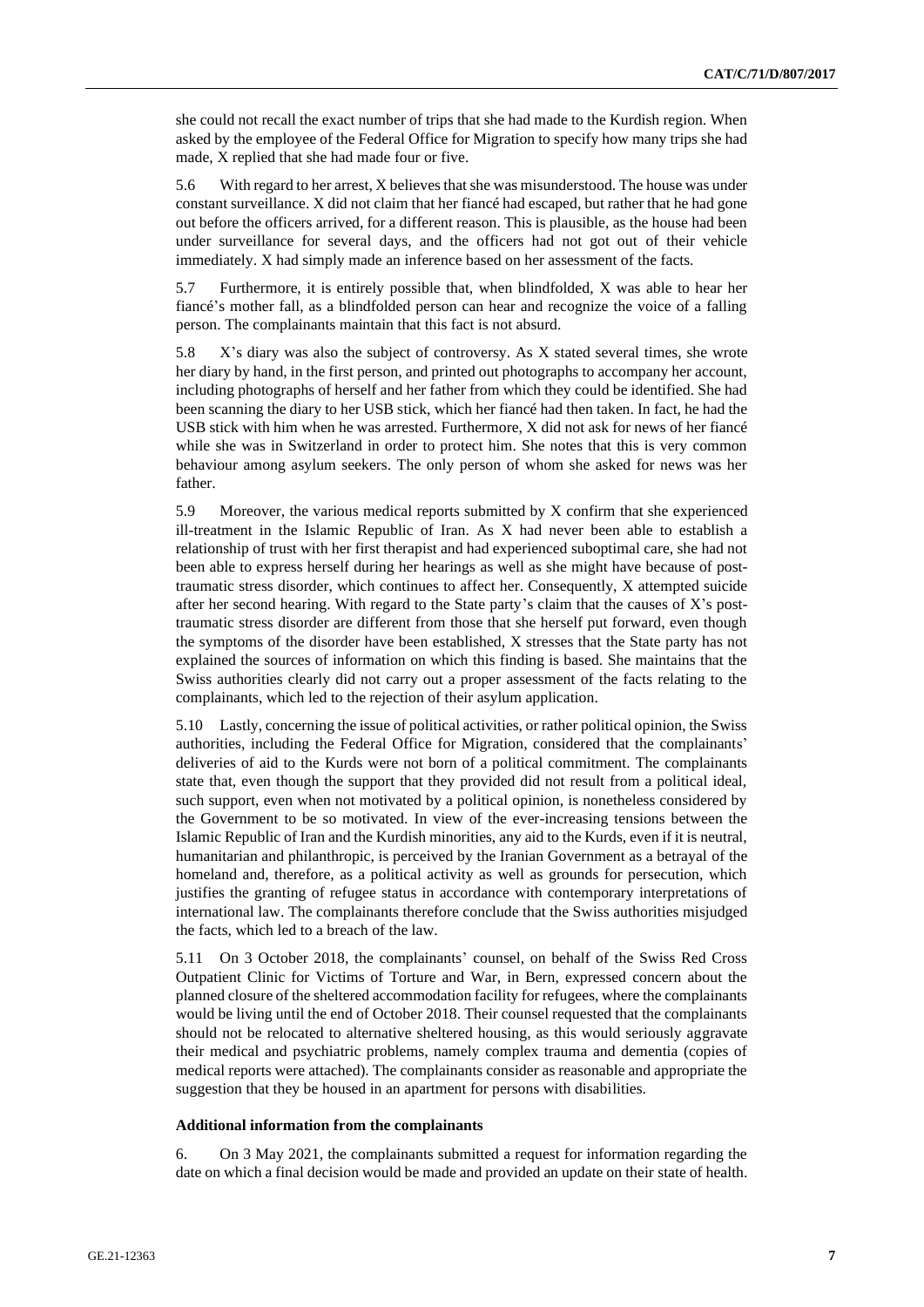she could not recall the exact number of trips that she had made to the Kurdish region. When asked by the employee of the Federal Office for Migration to specify how many trips she had made, X replied that she had made four or five.

5.6 With regard to her arrest, X believes that she was misunderstood. The house was under constant surveillance. X did not claim that her fiancé had escaped, but rather that he had gone out before the officers arrived, for a different reason. This is plausible, as the house had been under surveillance for several days, and the officers had not got out of their vehicle immediately. X had simply made an inference based on her assessment of the facts.

5.7 Furthermore, it is entirely possible that, when blindfolded, X was able to hear her fiancé's mother fall, as a blindfolded person can hear and recognize the voice of a falling person. The complainants maintain that this fact is not absurd.

5.8 X's diary was also the subject of controversy. As X stated several times, she wrote her diary by hand, in the first person, and printed out photographs to accompany her account, including photographs of herself and her father from which they could be identified. She had been scanning the diary to her USB stick, which her fiancé had then taken. In fact, he had the USB stick with him when he was arrested. Furthermore, X did not ask for news of her fiancé while she was in Switzerland in order to protect him. She notes that this is very common behaviour among asylum seekers. The only person of whom she asked for news was her father.

5.9 Moreover, the various medical reports submitted by X confirm that she experienced ill-treatment in the Islamic Republic of Iran. As X had never been able to establish a relationship of trust with her first therapist and had experienced suboptimal care, she had not been able to express herself during her hearings as well as she might have because of post-traumatic stress disorder, which continues to affect her. Consequently, X attempted suicide after her second hearing. With regard to the State party's claim that the causes of X's post-traumatic stress disorder are different from those that she herself put forward, even though the symptoms of the disorder have been established, X stresses that the State party has not explained the sources of information on which this finding is based. She maintains that the Swiss authorities clearly did not carry out a proper assessment of the facts relating to the complainants, which led to the rejection of their asylum application.

5.10 Lastly, concerning the issue of political activities, or rather political opinion, the Swiss authorities, including the Federal Office for Migration, considered that the complainants' deliveries of aid to the Kurds were not born of a political commitment. The complainants state that, even though the support that they provided did not result from a political ideal, such support, even when not motivated by a political opinion, is nonetheless considered by the Government to be so motivated. In view of the ever-increasing tensions between the Islamic Republic of Iran and the Kurdish minorities, any aid to the Kurds, even if it is neutral, humanitarian and philanthropic, is perceived by the Iranian Government as a betrayal of the homeland and, therefore, as a political activity as well as grounds for persecution, which justifies the granting of refugee status in accordance with contemporary interpretations of international law. The complainants therefore conclude that the Swiss authorities misjudged the facts, which led to a breach of the law.

5.11 On 3 October 2018, the complainants' counsel, on behalf of the Swiss Red Cross Outpatient Clinic for Victims of Torture and War, in Bern, expressed concern about the planned closure of the sheltered accommodation facility for refugees, where the complainants would be living until the end of October 2018. Their counsel requested that the complainants should not be relocated to alternative sheltered housing, as this would seriously aggravate their medical and psychiatric problems, namely complex trauma and dementia (copies of medical reports were attached). The complainants consider as reasonable and appropriate the suggestion that they be housed in an apartment for persons with disabilities.

### Additional information from the complainants

6. On 3 May 2021, the complainants submitted a request for information regarding the date on which a final decision would be made and provided an update on their state of health.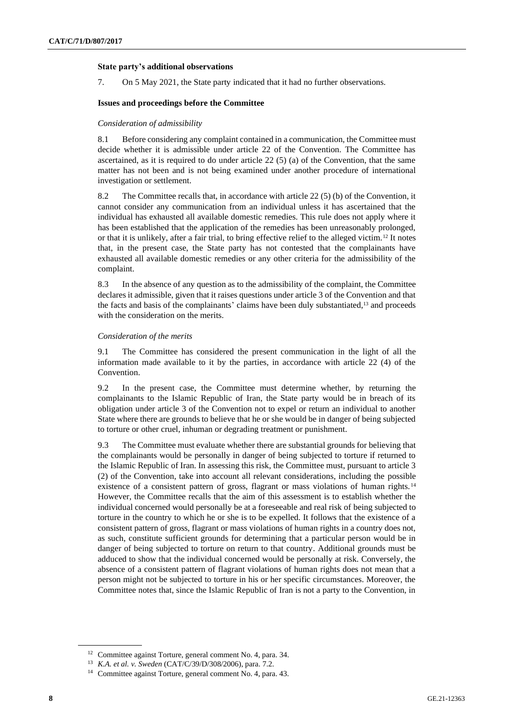**State party's additional observations**

7. On 5 May 2021, the State party indicated that it had no further observations.

**Issues and proceedings before the Committee**

*Consideration of admissibility*

8.1 Before considering any complaint contained in a communication, the Committee must decide whether it is admissible under article 22 of the Convention. The Committee has ascertained, as it is required to do under article 22 (5) (a) of the Convention, that the same matter has not been and is not being examined under another procedure of international investigation or settlement.

8.2 The Committee recalls that, in accordance with article 22 (5) (b) of the Convention, it cannot consider any communication from an individual unless it has ascertained that the individual has exhausted all available domestic remedies. This rule does not apply where it has been established that the application of the remedies has been unreasonably prolonged, or that it is unlikely, after a fair trial, to bring effective relief to the alleged victim.[12] It notes that, in the present case, the State party has not contested that the complainants have exhausted all available domestic remedies or any other criteria for the admissibility of the complaint.

8.3 In the absence of any question as to the admissibility of the complaint, the Committee declares it admissible, given that it raises questions under article 3 of the Convention and that the facts and basis of the complainants' claims have been duly substantiated,[13] and proceeds with the consideration on the merits.

*Consideration of the merits*

9.1 The Committee has considered the present communication in the light of all the information made available to it by the parties, in accordance with article 22 (4) of the Convention.

9.2 In the present case, the Committee must determine whether, by returning the complainants to the Islamic Republic of Iran, the State party would be in breach of its obligation under article 3 of the Convention not to expel or return an individual to another State where there are grounds to believe that he or she would be in danger of being subjected to torture or other cruel, inhuman or degrading treatment or punishment.

9.3 The Committee must evaluate whether there are substantial grounds for believing that the complainants would be personally in danger of being subjected to torture if returned to the Islamic Republic of Iran. In assessing this risk, the Committee must, pursuant to article 3 (2) of the Convention, take into account all relevant considerations, including the possible existence of a consistent pattern of gross, flagrant or mass violations of human rights.[14] However, the Committee recalls that the aim of this assessment is to establish whether the individual concerned would personally be at a foreseeable and real risk of being subjected to torture in the country to which he or she is to be expelled. It follows that the existence of a consistent pattern of gross, flagrant or mass violations of human rights in a country does not, as such, constitute sufficient grounds for determining that a particular person would be in danger of being subjected to torture on return to that country. Additional grounds must be adduced to show that the individual concerned would be personally at risk. Conversely, the absence of a consistent pattern of flagrant violations of human rights does not mean that a person might not be subjected to torture in his or her specific circumstances. Moreover, the Committee notes that, since the Islamic Republic of Iran is not a party to the Convention, in

---

[12] Committee against Torture, general comment No. 4, para. 34.

[13] *K.A. et al. v. Sweden* (CAT/C/39/D/308/2006), para. 7.2.

[14] Committee against Torture, general comment No. 4, para. 43.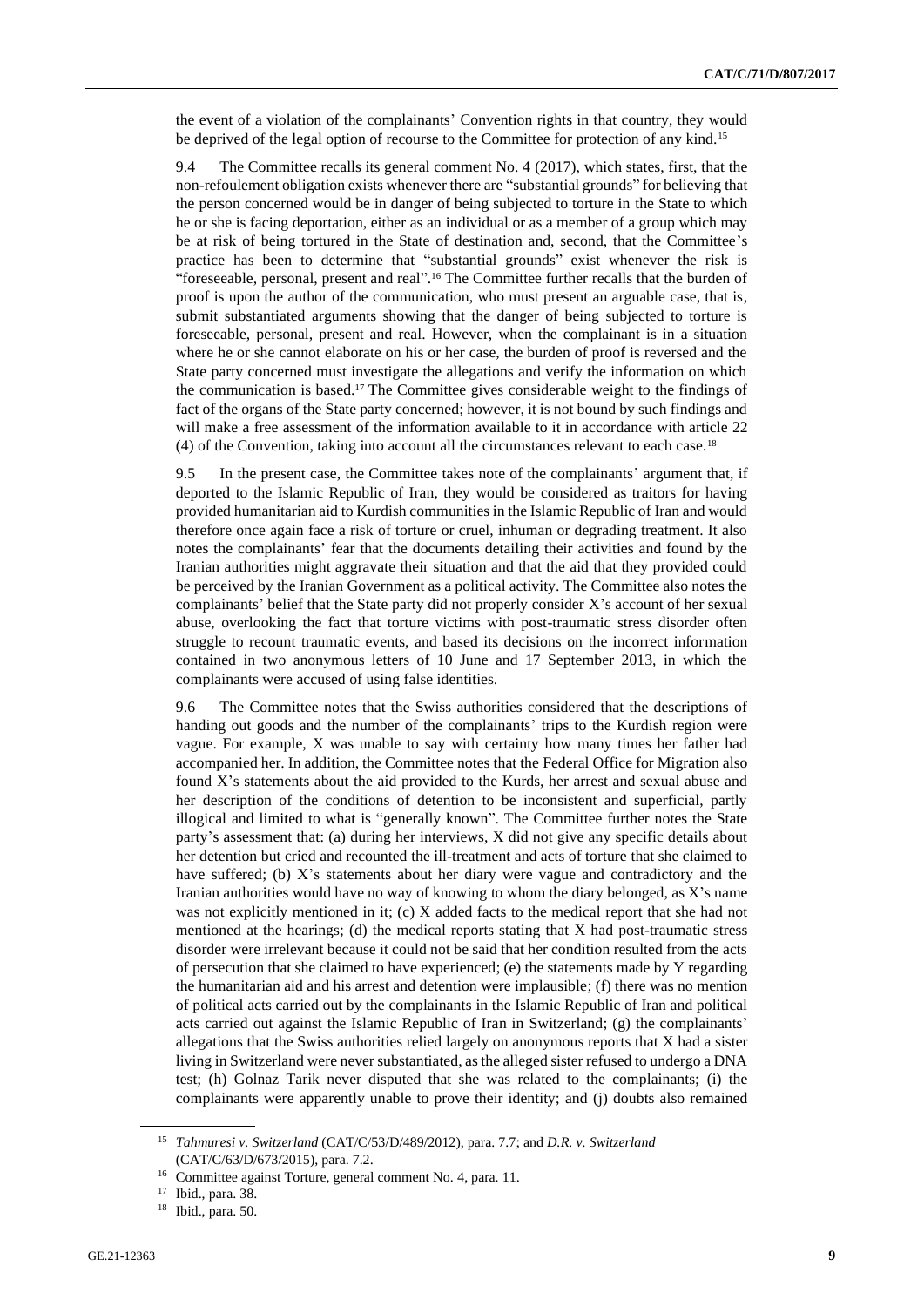the event of a violation of the complainants' Convention rights in that country, they would be deprived of the legal option of recourse to the Committee for protection of any kind.[15]

9.4 The Committee recalls its general comment No. 4 (2017), which states, first, that the non-refoulement obligation exists whenever there are "substantial grounds" for believing that the person concerned would be in danger of being subjected to torture in the State to which he or she is facing deportation, either as an individual or as a member of a group which may be at risk of being tortured in the State of destination and, second, that the Committee's practice has been to determine that "substantial grounds" exist whenever the risk is "foreseeable, personal, present and real".[16] The Committee further recalls that the burden of proof is upon the author of the communication, who must present an arguable case, that is, submit substantiated arguments showing that the danger of being subjected to torture is foreseeable, personal, present and real. However, when the complainant is in a situation where he or she cannot elaborate on his or her case, the burden of proof is reversed and the State party concerned must investigate the allegations and verify the information on which the communication is based.[17] The Committee gives considerable weight to the findings of fact of the organs of the State party concerned; however, it is not bound by such findings and will make a free assessment of the information available to it in accordance with article 22 (4) of the Convention, taking into account all the circumstances relevant to each case.[18]

9.5 In the present case, the Committee takes note of the complainants' argument that, if deported to the Islamic Republic of Iran, they would be considered as traitors for having provided humanitarian aid to Kurdish communities in the Islamic Republic of Iran and would therefore once again face a risk of torture or cruel, inhuman or degrading treatment. It also notes the complainants' fear that the documents detailing their activities and found by the Iranian authorities might aggravate their situation and that the aid that they provided could be perceived by the Iranian Government as a political activity. The Committee also notes the complainants' belief that the State party did not properly consider X's account of her sexual abuse, overlooking the fact that torture victims with post-traumatic stress disorder often struggle to recount traumatic events, and based its decisions on the incorrect information contained in two anonymous letters of 10 June and 17 September 2013, in which the complainants were accused of using false identities.

9.6 The Committee notes that the Swiss authorities considered that the descriptions of handing out goods and the number of the complainants' trips to the Kurdish region were vague. For example, X was unable to say with certainty how many times her father had accompanied her. In addition, the Committee notes that the Federal Office for Migration also found X's statements about the aid provided to the Kurds, her arrest and sexual abuse and her description of the conditions of detention to be inconsistent and superficial, partly illogical and limited to what is "generally known". The Committee further notes the State party's assessment that: (a) during her interviews, X did not give any specific details about her detention but cried and recounted the ill-treatment and acts of torture that she claimed to have suffered; (b) X's statements about her diary were vague and contradictory and the Iranian authorities would have no way of knowing to whom the diary belonged, as X's name was not explicitly mentioned in it; (c) X added facts to the medical report that she had not mentioned at the hearings; (d) the medical reports stating that X had post-traumatic stress disorder were irrelevant because it could not be said that her condition resulted from the acts of persecution that she claimed to have experienced; (e) the statements made by Y regarding the humanitarian aid and his arrest and detention were implausible; (f) there was no mention of political acts carried out by the complainants in the Islamic Republic of Iran and political acts carried out against the Islamic Republic of Iran in Switzerland; (g) the complainants' allegations that the Swiss authorities relied largely on anonymous reports that X had a sister living in Switzerland were never substantiated, as the alleged sister refused to undergo a DNA test; (h) Golnaz Tarik never disputed that she was related to the complainants; (i) the complainants were apparently unable to prove their identity; and (j) doubts also remained

---

[15] *Tahmuresi v. Switzerland* (CAT/C/53/D/489/2012), para. 7.7; and *D.R. v. Switzerland* (CAT/C/63/D/673/2015), para. 7.2.

[16] Committee against Torture, general comment No. 4, para. 11.

[17] Ibid., para. 38.

[18] Ibid., para. 50.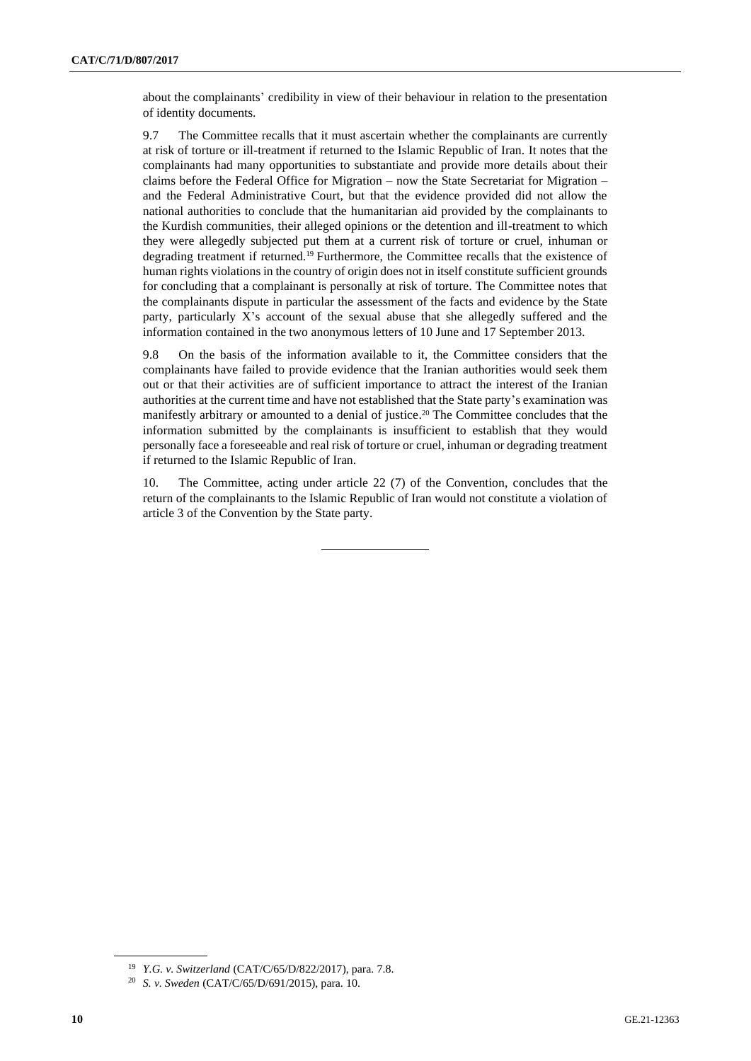about the complainants' credibility in view of their behaviour in relation to the presentation of identity documents.

9.7 The Committee recalls that it must ascertain whether the complainants are currently at risk of torture or ill-treatment if returned to the Islamic Republic of Iran. It notes that the complainants had many opportunities to substantiate and provide more details about their claims before the Federal Office for Migration – now the State Secretariat for Migration – and the Federal Administrative Court, but that the evidence provided did not allow the national authorities to conclude that the humanitarian aid provided by the complainants to the Kurdish communities, their alleged opinions or the detention and ill-treatment to which they were allegedly subjected put them at a current risk of torture or cruel, inhuman or degrading treatment if returned.[19] Furthermore, the Committee recalls that the existence of human rights violations in the country of origin does not in itself constitute sufficient grounds for concluding that a complainant is personally at risk of torture. The Committee notes that the complainants dispute in particular the assessment of the facts and evidence by the State party, particularly X's account of the sexual abuse that she allegedly suffered and the information contained in the two anonymous letters of 10 June and 17 September 2013.

9.8 On the basis of the information available to it, the Committee considers that the complainants have failed to provide evidence that the Iranian authorities would seek them out or that their activities are of sufficient importance to attract the interest of the Iranian authorities at the current time and have not established that the State party's examination was manifestly arbitrary or amounted to a denial of justice.[20] The Committee concludes that the information submitted by the complainants is insufficient to establish that they would personally face a foreseeable and real risk of torture or cruel, inhuman or degrading treatment if returned to the Islamic Republic of Iran.

10. The Committee, acting under article 22 (7) of the Convention, concludes that the return of the complainants to the Islamic Republic of Iran would not constitute a violation of article 3 of the Convention by the State party.

---

[19] *Y.G. v. Switzerland* (CAT/C/65/D/822/2017), para. 7.8.

[20] *S. v. Sweden* (CAT/C/65/D/691/2015), para. 10.